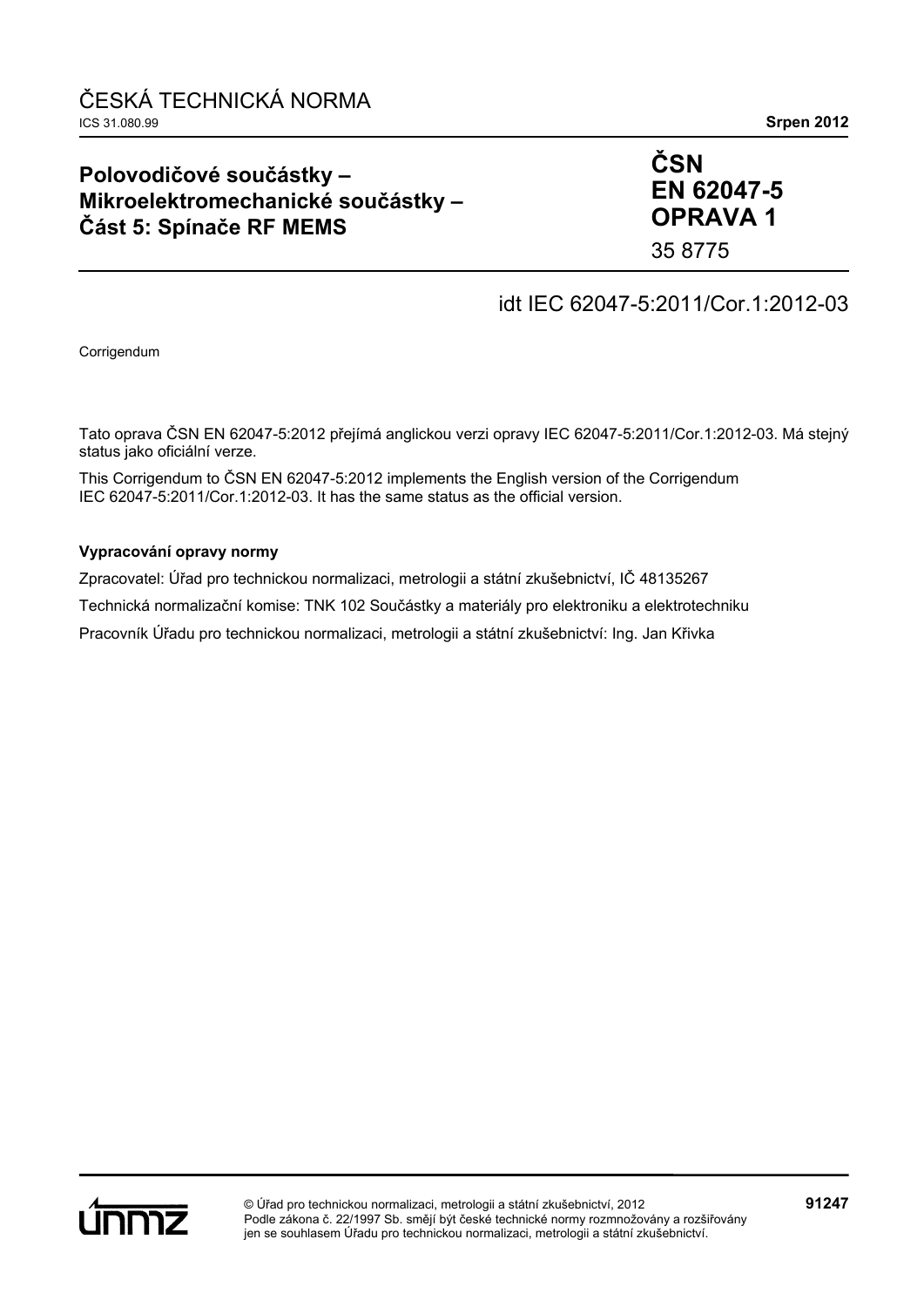ČESKÁ TECHNICKÁ NORMA

ICS 31.080.99 **Srpen 2012**

# Polovodičové součástky – Mikroelektromechanické součástky – Část 5: Spínače RF MEMS

**ČSN EN 62047-5 OPRAVA 1**

35 8775

idt IEC 62047-5:2011/Cor.1:2012-03

Corrigendum

Tato oprava ČSN EN 62047-5:2012 přejímá anglickou verzi opravy IEC 62047-5:2011/Cor.1:2012-03. Má stejný status jako oficiální verze.

This Corrigendum to ČSN EN 62047-5:2012 implements the English version of the Corrigendum IEC 62047-5:2011/Cor.1:2012-03. It has the same status as the official version.

**Vypracování opravy normy**

Zpracovatel: Úřad pro technickou normalizaci, metrologii a státní zkušebnictví, IČ 48135267

Technická normalizační komise: TNK 102 Součástky a materiály pro elektroniku a elektrotechniku

Pracovník Úřadu pro technickou normalizaci, metrologii a státní zkušebnictví: Ing. Jan Křivka

© Úřad pro technickou normalizaci, metrologii a státní zkušebnictví, 2012
Podle zákona č. 22/1997 Sb. smějí být české technické normy rozmnožovány a rozšiřovány jen se souhlasem Úřadu pro technickou normalizaci, metrologii a státní zkušebnictví.

**91247**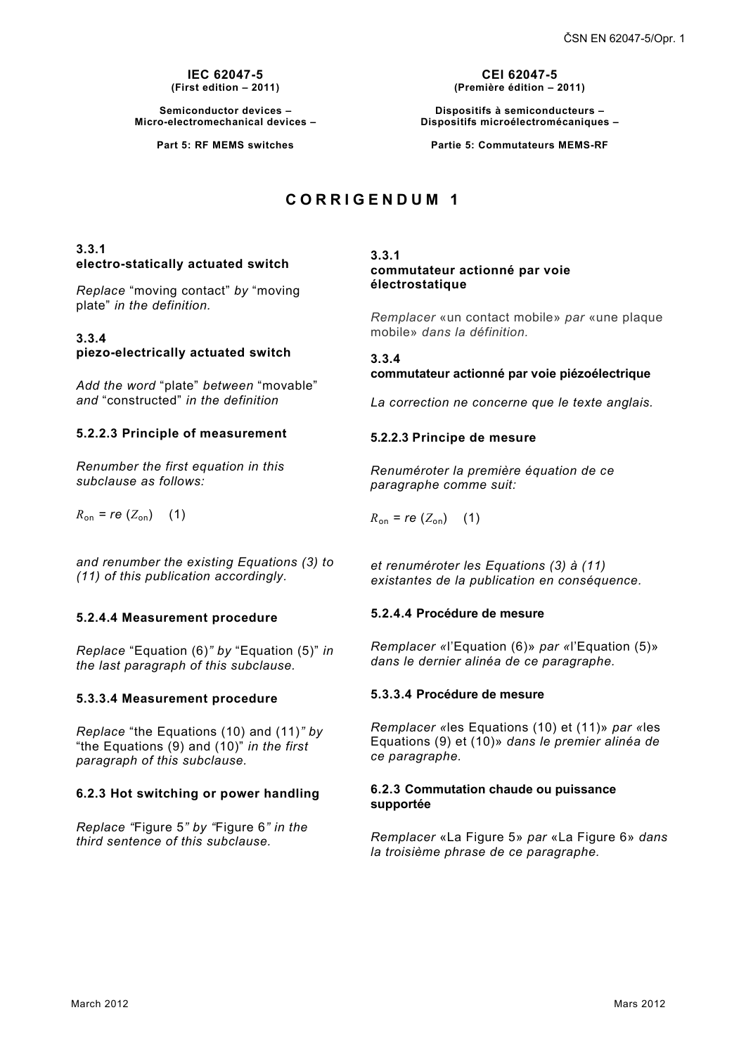**IEC 62047-5**
**(First edition – 2011)**

**Semiconductor devices –**
**Micro-electromechanical devices –**

**Part 5: RF MEMS switches**

**CEI 62047-5**
**(Première édition – 2011)**

**Dispositifs à semiconducteurs –**
**Dispositifs microélectromécaniques –**

**Partie 5: Commutateurs MEMS-RF**

# CORRIGENDUM 1

### 3.3.1
### electro-statically actuated switch

*Replace* “moving contact” *by* “moving plate” *in the definition.*

### 3.3.4
### piezo-electrically actuated switch

*Add the word* “plate” *between* “movable” *and* “constructed” *in the definition*

### 5.2.2.3 Principle of measurement

*Renumber the first equation in this subclause as follows:*

$$R_{\text{on}} = re\ (Z_{\text{on}}) \quad (1)$$

*and renumber the existing Equations (3) to (11) of this publication accordingly.*

### 5.2.4.4 Measurement procedure

*Replace* “Equation (6)” *by* “Equation (5)” *in the last paragraph of this subclause.*

### 5.3.3.4 Measurement procedure

*Replace* “the Equations (10) and (11)” *by* “the Equations (9) and (10)” *in the first paragraph of this subclause.*

### 6.2.3 Hot switching or power handling

*Replace* “Figure 5” *by* “Figure 6” *in the third sentence of this subclause.*

### 3.3.1
### commutateur actionné par voie électrostatique

*Remplacer* «un contact mobile» *par* «une plaque mobile» *dans la définition.*

### 3.3.4
### commutateur actionné par voie piézoélectrique

*La correction ne concerne que le texte anglais.*

### 5.2.2.3 Principe de mesure

*Renuméroter la première équation de ce paragraphe comme suit:*

$$R_{\text{on}} = re\ (Z_{\text{on}}) \quad (1)$$

*et renuméroter les Equations (3) à (11) existantes de la publication en conséquence.*

### 5.2.4.4 Procédure de mesure

*Remplacer* «l’Equation (6)» *par* «l’Equation (5)» *dans le dernier alinéa de ce paragraphe.*

### 5.3.3.4 Procédure de mesure

*Remplacer* «les Equations (10) et (11)» *par* «les Equations (9) et (10)» *dans le premier alinéa de ce paragraphe.*

### 6.2.3 Commutation chaude ou puissance supportée

*Remplacer* «La Figure 5» *par* «La Figure 6» *dans la troisième phrase de ce paragraphe.*

March 2012

Mars 2012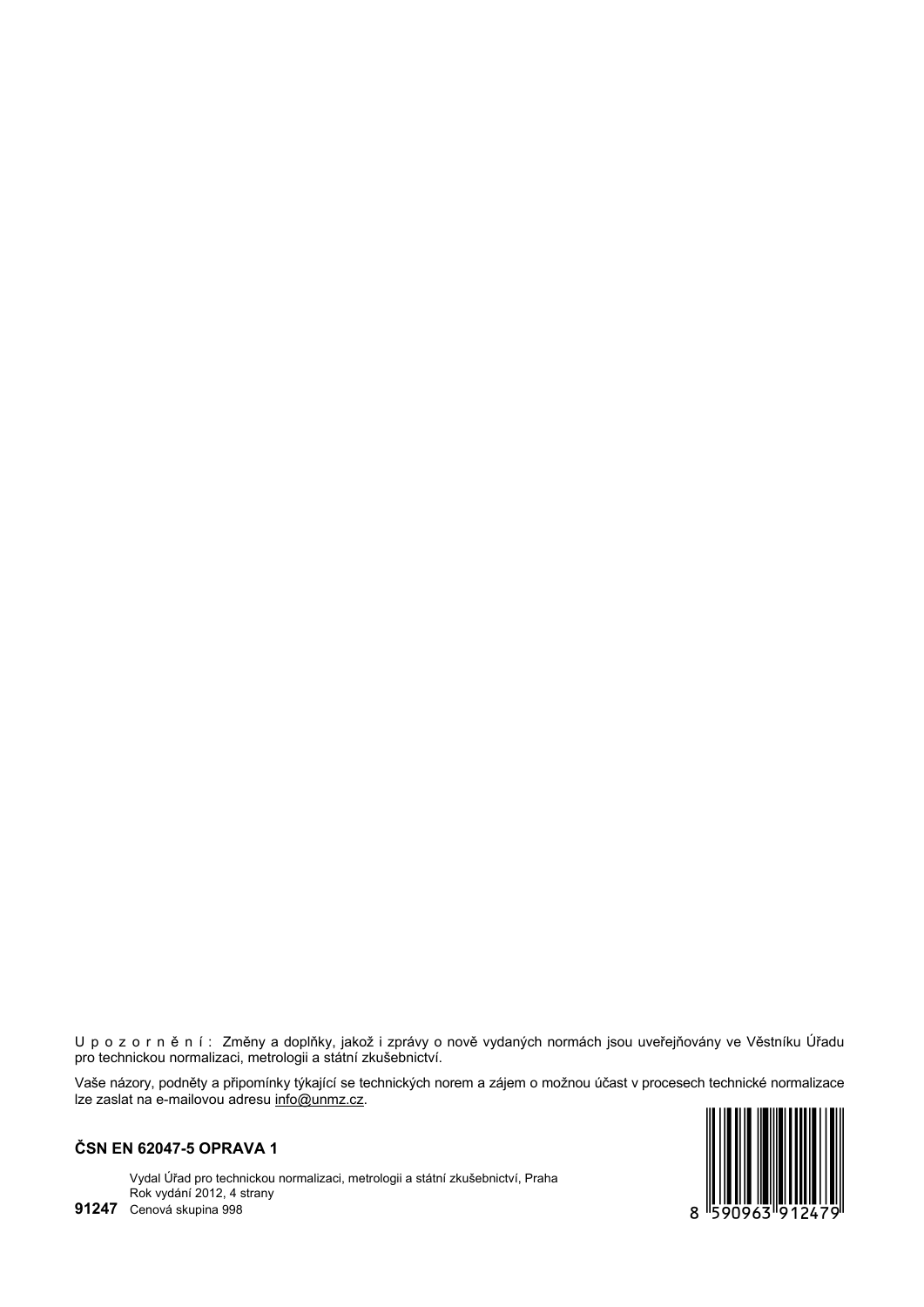U p o z o r n ě n í : Změny a doplňky, jakož i zprávy o nově vydaných normách jsou uveřejňovány ve Věstníku Úřadu pro technickou normalizaci, metrologii a státní zkušebnictví.

Vaše názory, podněty a připomínky týkající se technických norem a zájem o možnou účast v procesech technické normalizace lze zaslat na e-mailovou adresu info@unmz.cz.

**ČSN EN 62047-5 OPRAVA 1**

Vydal Úřad pro technickou normalizaci, metrologii a státní zkušebnictví, Praha
Rok vydání 2012, 4 strany

**91247** Cenová skupina 998

8 590963 912479